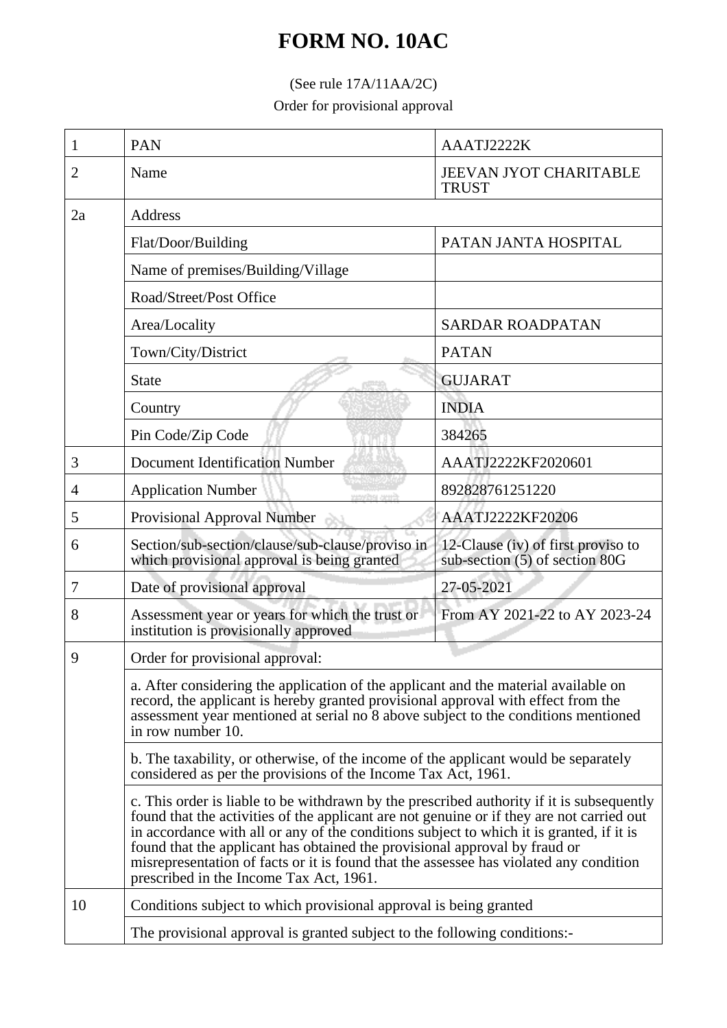# FORM NO. 10AC

(See rule 17A/11AA/2C)

Order for provisional approval

| | | |
|---|---|---|
| 1 | PAN | AAATJ2222K |
| 2 | Name | JEEVAN JYOT CHARITABLE TRUST |
| 2a | Address | |
| | Flat/Door/Building | PATAN JANTA HOSPITAL |
| | Name of premises/Building/Village | |
| | Road/Street/Post Office | |
| | Area/Locality | SARDAR ROADPATAN |
| | Town/City/District | PATAN |
| | State | GUJARAT |
| | Country | INDIA |
| | Pin Code/Zip Code | 384265 |
| 3 | Document Identification Number | AAATJ2222KF2020601 |
| 4 | Application Number | 892828761251220 |
| 5 | Provisional Approval Number | AAATJ2222KF20206 |
| 6 | Section/sub-section/clause/sub-clause/proviso in which provisional approval is being granted | 12-Clause (iv) of first proviso to sub-section (5) of section 80G |
| 7 | Date of provisional approval | 27-05-2021 |
| 8 | Assessment year or years for which the trust or institution is provisionally approved | From AY 2021-22 to AY 2023-24 |
| 9 | Order for provisional approval: | |
| | a. After considering the application of the applicant and the material available on record, the applicant is hereby granted provisional approval with effect from the assessment year mentioned at serial no 8 above subject to the conditions mentioned in row number 10. | |
| | b. The taxability, or otherwise, of the income of the applicant would be separately considered as per the provisions of the Income Tax Act, 1961. | |
| | c. This order is liable to be withdrawn by the prescribed authority if it is subsequently found that the activities of the applicant are not genuine or if they are not carried out in accordance with all or any of the conditions subject to which it is granted, if it is found that the applicant has obtained the provisional approval by fraud or misrepresentation of facts or it is found that the assessee has violated any condition prescribed in the Income Tax Act, 1961. | |
| 10 | Conditions subject to which provisional approval is being granted | |
| | The provisional approval is granted subject to the following conditions:- | |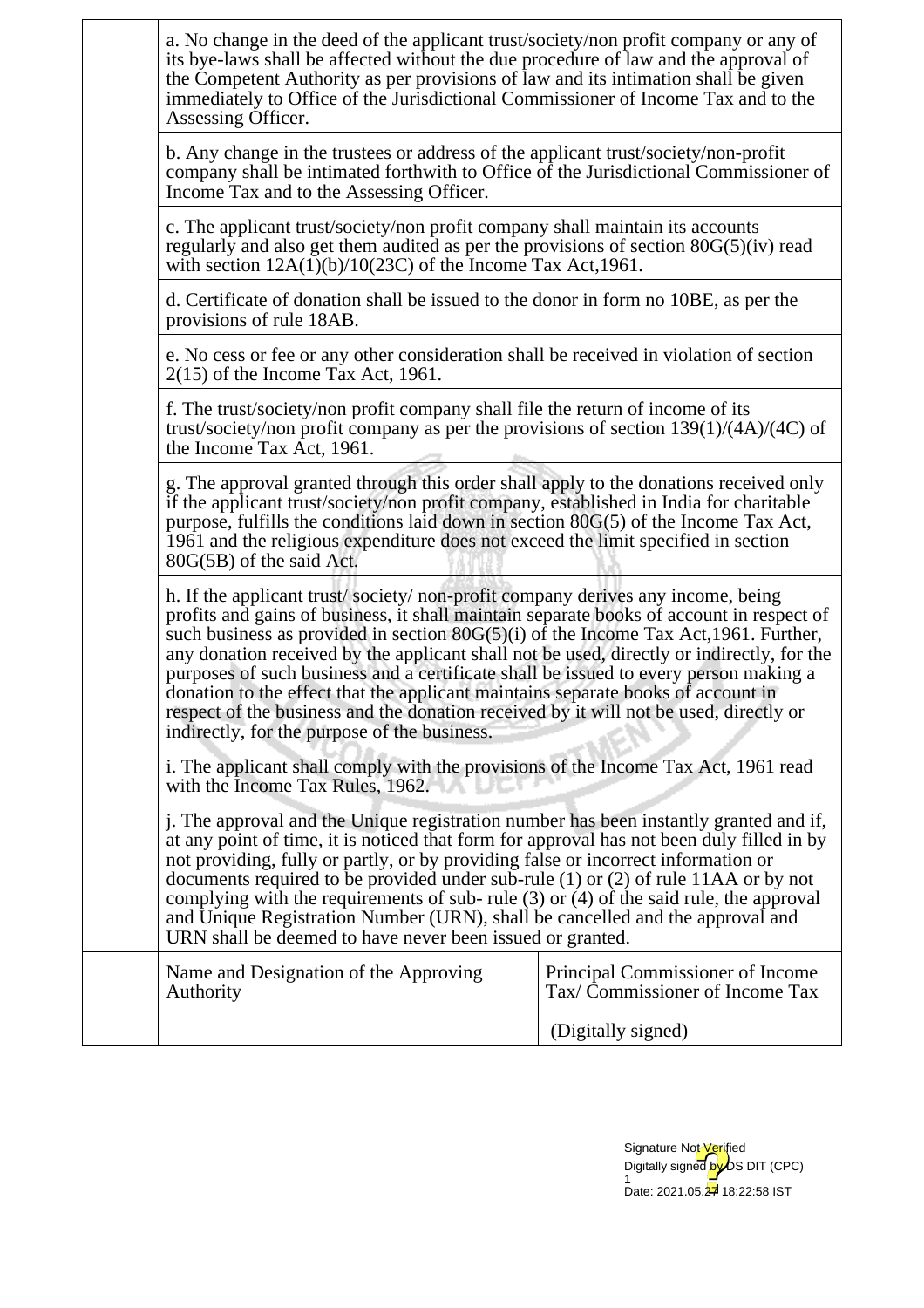| | | |
|---|---|---|
| | a. No change in the deed of the applicant trust/society/non profit company or any of its bye-laws shall be affected without the due procedure of law and the approval of the Competent Authority as per provisions of law and its intimation shall be given immediately to Office of the Jurisdictional Commissioner of Income Tax and to the Assessing Officer. | |
| | b. Any change in the trustees or address of the applicant trust/society/non-profit company shall be intimated forthwith to Office of the Jurisdictional Commissioner of Income Tax and to the Assessing Officer. | |
| | c. The applicant trust/society/non profit company shall maintain its accounts regularly and also get them audited as per the provisions of section 80G(5)(iv) read with section 12A(1)(b)/10(23C) of the Income Tax Act,1961. | |
| | d. Certificate of donation shall be issued to the donor in form no 10BE, as per the provisions of rule 18AB. | |
| | e. No cess or fee or any other consideration shall be received in violation of section 2(15) of the Income Tax Act, 1961. | |
| | f. The trust/society/non profit company shall file the return of income of its trust/society/non profit company as per the provisions of section 139(1)/(4A)/(4C) of the Income Tax Act, 1961. | |
| | g. The approval granted through this order shall apply to the donations received only if the applicant trust/society/non profit company, established in India for charitable purpose, fulfills the conditions laid down in section 80G(5) of the Income Tax Act, 1961 and the religious expenditure does not exceed the limit specified in section 80G(5B) of the said Act. | |
| | h. If the applicant trust/ society/ non-profit company derives any income, being profits and gains of business, it shall maintain separate books of account in respect of such business as provided in section 80G(5)(i) of the Income Tax Act,1961. Further, any donation received by the applicant shall not be used, directly or indirectly, for the purposes of such business and a certificate shall be issued to every person making a donation to the effect that the applicant maintains separate books of account in respect of the business and the donation received by it will not be used, directly or indirectly, for the purpose of the business. | |
| | i. The applicant shall comply with the provisions of the Income Tax Act, 1961 read with the Income Tax Rules, 1962. | |
| | j. The approval and the Unique registration number has been instantly granted and if, at any point of time, it is noticed that form for approval has not been duly filled in by not providing, fully or partly, or by providing false or incorrect information or documents required to be provided under sub-rule (1) or (2) of rule 11AA or by not complying with the requirements of sub- rule (3) or (4) of the said rule, the approval and Unique Registration Number (URN), shall be cancelled and the approval and URN shall be deemed to have never been issued or granted. | |
| | Name and Designation of the Approving Authority | Principal Commissioner of Income Tax/ Commissioner of Income Tax |
| | | (Digitally signed) |

Signature Not Verified
Digitally signed by DS DIT (CPC) 1
Date: 2021.05.27 18:22:58 IST